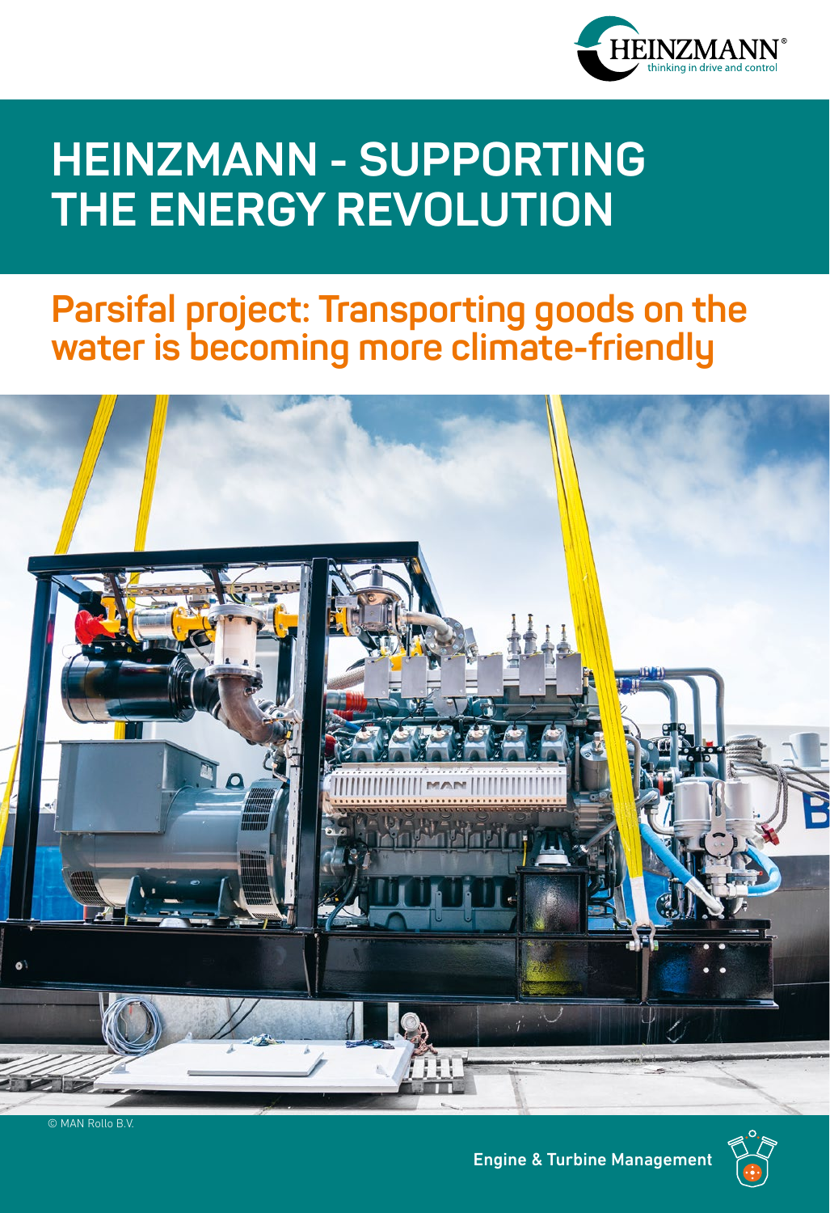# HEINZMANN - SUPPORTING THE ENERGY REVOLUTION

## Parsifal project: Transporting goods on the water is becoming more climate-friendly

© MAN Rollo B.V.

Engine & Turbine Management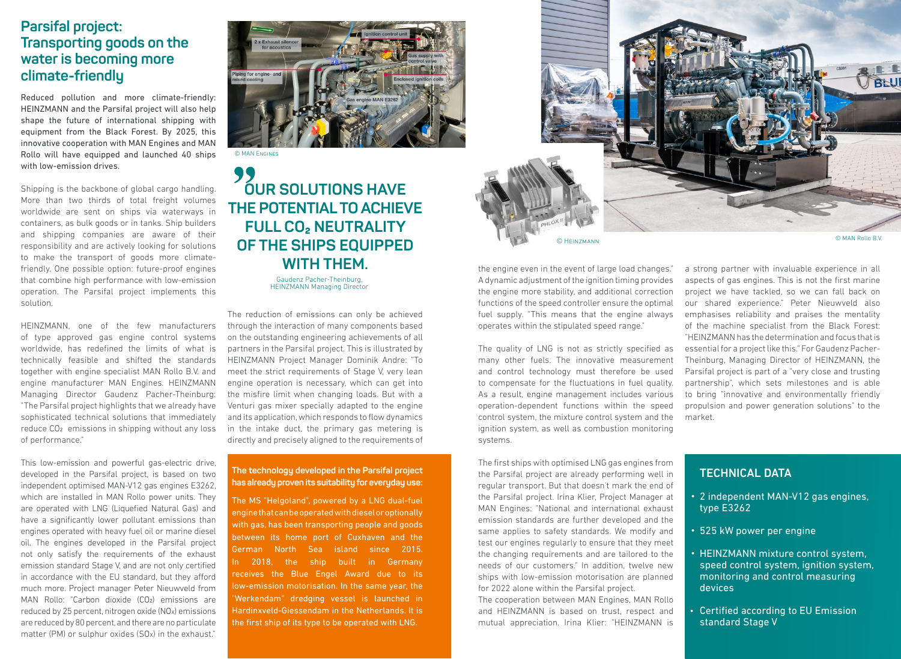# Parsifal project: Transporting goods on the water is becoming more climate-friendly

**Reduced pollution and more climate-friendly: HEINZMANN and the Parsifal project will also help shape the future of international shipping with equipment from the Black Forest. By 2025, this innovative cooperation with MAN Engines and MAN Rollo will have equipped and launched 40 ships with low-emission drives.**

Shipping is the backbone of global cargo handling. More than two thirds of total freight volumes worldwide are sent on ships via waterways in containers, as bulk goods or in tanks. Ship builders and shipping companies are aware of their responsibility and are actively looking for solutions to make the transport of goods more climate-friendly. One possible option: future-proof engines that combine high performance with low-emission operation. The Parsifal project implements this solution.

HEINZMANN, one of the few manufacturers of type approved gas engine control systems worldwide, has redefined the limits of what is technically feasible and shifted the standards together with engine specialist MAN Rollo B.V. and engine manufacturer MAN Engines. HEINZMANN Managing Director Gaudenz Pacher-Theinburg: "The Parsifal project highlights that we already have sophisticated technical solutions that immediately reduce $CO_2$ emissions in shipping without any loss of performance."

This low-emission and powerful gas-electric drive, developed in the Parsifal project, is based on two independent optimised MAN-V12 gas engines E3262, which are installed in MAN Rollo power units. They are operated with LNG (Liquefied Natural Gas) and have a significantly lower pollutant emissions than engines operated with heavy fuel oil or marine diesel oil. The engines developed in the Parsifal project not only satisfy the requirements of the exhaust emission standard Stage V, and are not only certified in accordance with the EU standard, but they afford much more. Project manager Peter Nieuwveld from MAN Rollo: "Carbon dioxide ($CO_2$) emissions are reduced by 25 percent, nitrogen oxide ($NO_x$) emissions are reduced by 80 percent, and there are no particulate matter (PM) or sulphur oxides ($SO_x$) in the exhaust."

© MAN Engines

> **"OUR SOLUTIONS HAVE THE POTENTIAL TO ACHIEVE FULL $CO_2$ NEUTRALITY OF THE SHIPS EQUIPPED WITH THEM.**
>
> Gaudenz Pacher-Theinburg, HEINZMANN Managing Director

The reduction of emissions can only be achieved through the interaction of many components based on the outstanding engineering achievements of all partners in the Parsifal project. This is illustrated by HEINZMANN Project Manager Dominik Andre: "To meet the strict requirements of Stage V, very lean engine operation is necessary, which can get into the misfire limit when changing loads. But with a Venturi gas mixer specially adapted to the engine and its application, which responds to flow dynamics in the intake duct, the primary gas metering is directly and precisely aligned to the requirements of the engine even in the event of large load changes." A dynamic adjustment of the ignition timing provides the engine more stability, and additional correction functions of the speed controller ensure the optimal fuel supply. "This means that the engine always operates within the stipulated speed range."

The quality of LNG is not as strictly specified as many other fuels. The innovative measurement and control technology must therefore be used to compensate for the fluctuations in fuel quality. As a result, engine management includes various operation-dependent functions within the speed control system, the mixture control system and the ignition system, as well as combustion monitoring systems.

The first ships with optimised LNG gas engines from the Parsifal project are already performing well in regular transport. But that doesn't mark the end of the Parsifal project. Irina Klier, Project Manager at MAN Engines: "National and international exhaust emission standards are further developed and the same applies to safety standards. We modify and test our engines regularly to ensure that they meet the changing requirements and are tailored to the needs of our customers." In addition, twelve new ships with low-emission motorisation are planned for 2022 alone within the Parsifal project.

The cooperation between MAN Engines, MAN Rollo and HEINZMANN is based on trust, respect and mutual appreciation. Irina Klier: "HEINZMANN is a strong partner with invaluable experience in all aspects of gas engines. This is not the first marine project we have tackled, so we can fall back on our shared experience." Peter Nieuwveld also emphasises reliability and praises the mentality of the machine specialist from the Black Forest: "HEINZMANN has the determination and focus that is essential for a project like this." For Gaudenz Pacher-Theinburg, Managing Director of HEINZMANN, the Parsifal project is part of a "very close and trusting partnership", which sets milestones and is able to bring "innovative and environmentally friendly propulsion and power generation solutions" to the market.

**The technology developed in the Parsifal project has already proven its suitability for everyday use:**

The MS "Helgoland", powered by a LNG dual-fuel engine that can be operated with diesel or optionally with gas, has been transporting people and goods between its home port of Cuxhaven and the German North Sea island since 2015. In 2018, the ship built in Germany receives the Blue Engel Award due to its low-emission motorisation. In the same year, the "Werkendam" dredging vessel is launched in Hardinxveld-Giessendam in the Netherlands. It is the first ship of its type to be operated with LNG.

© Heinzmann

© MAN Rollo B.V.

## TECHNICAL DATA

- 2 independent MAN-V12 gas engines, type E3262
- 525 kW power per engine
- HEINZMANN mixture control system, speed control system, ignition system, monitoring and control measuring devices
- Certified according to EU Emission standard Stage V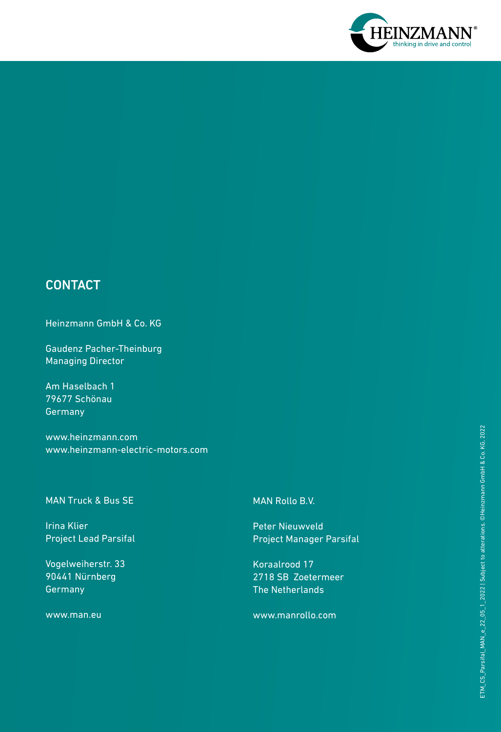## CONTACT

Heinzmann GmbH & Co. KG

Gaudenz Pacher-Theinburg
Managing Director

Am Haselbach 1
79677 Schönau
Germany

www.heinzmann.com
www.heinzmann-electric-motors.com

MAN Truck & Bus SE

Irina Klier
Project Lead Parsifal

Vogelweiherstr. 33
90441 Nürnberg
Germany

www.man.eu

MAN Rollo B.V.

Peter Nieuwveld
Project Manager Parsifal

Koraalrood 17
2718 SB Zoetermeer
The Netherlands

www.manrollo.com

ETM_CS_Parsifal_MAN_e_22_05_1_2022 | Subject to alterations. ©Heinzmann GmbH & Co. KG, 2022